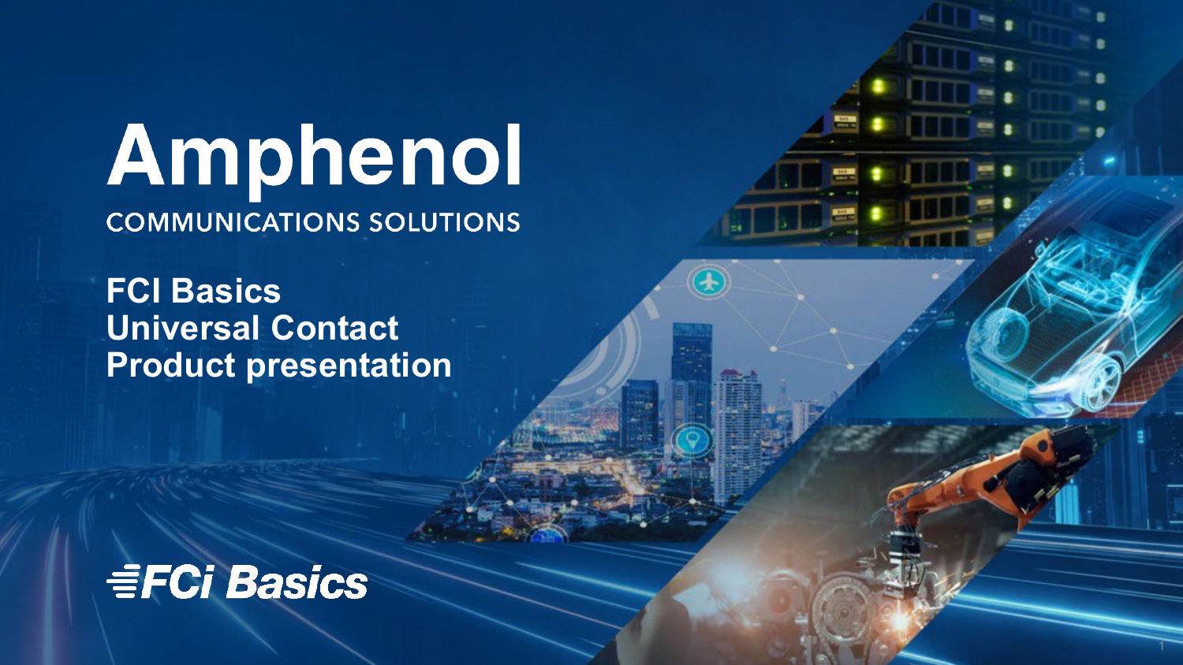# Amphenol

COMMUNICATIONS SOLUTIONS

## FCI Basics Universal Contact Product presentation

FCi Basics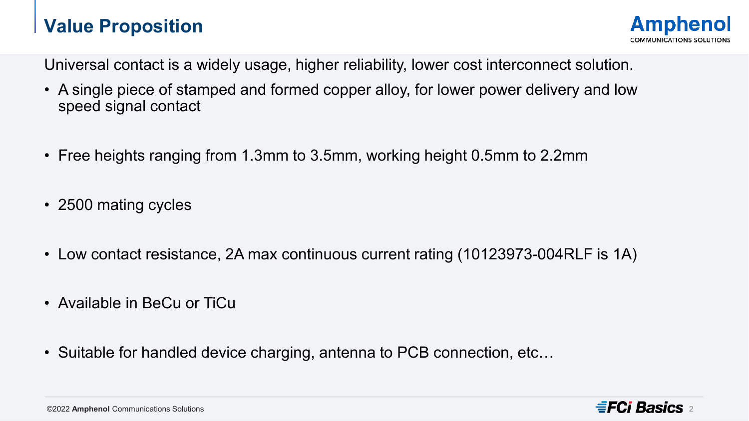# Value Proposition

Universal contact is a widely usage, higher reliability, lower cost interconnect solution.

- A single piece of stamped and formed copper alloy, for lower power delivery and low speed signal contact
- Free heights ranging from 1.3mm to 3.5mm, working height 0.5mm to 2.2mm
- 2500 mating cycles
- Low contact resistance, 2A max continuous current rating (10123973-004RLF is 1A)
- Available in BeCu or TiCu
- Suitable for handled device charging, antenna to PCB connection, etc…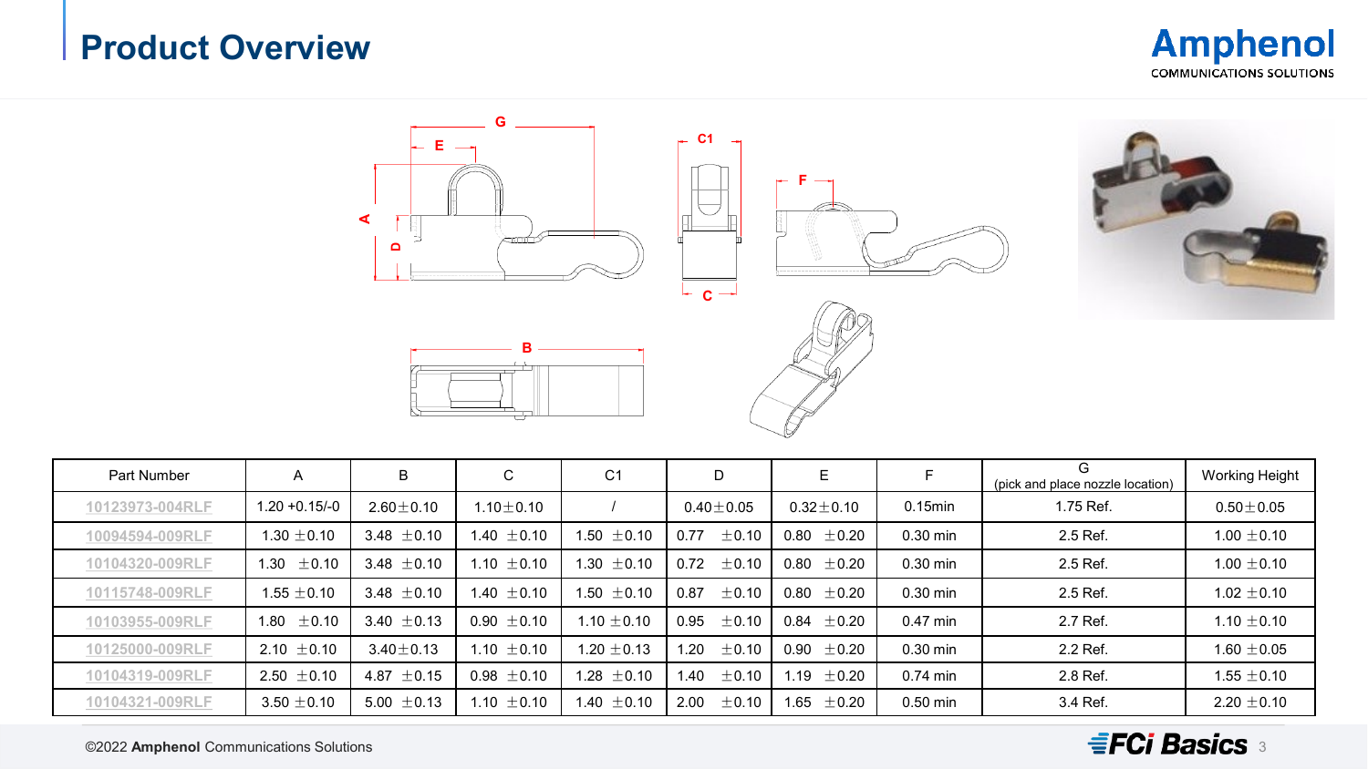# Product Overview

| Part Number | A | B | C | C1 | D | E | F | G (pick and place nozzle location) | Working Height |
|---|---|---|---|---|---|---|---|---|---|
| 10123973-004RLF | 1.20 +0.15/-0 | 2.60±0.10 | 1.10±0.10 | / | 0.40±0.05 | 0.32±0.10 | 0.15min | 1.75 Ref. | 0.50±0.05 |
| 10094594-009RLF | 1.30 ±0.10 | 3.48 ±0.10 | 1.40 ±0.10 | 1.50 ±0.10 | 0.77 ±0.10 | 0.80 ±0.20 | 0.30 min | 2.5 Ref. | 1.00 ±0.10 |
| 10104320-009RLF | 1.30 ±0.10 | 3.48 ±0.10 | 1.10 ±0.10 | 1.30 ±0.10 | 0.72 ±0.10 | 0.80 ±0.20 | 0.30 min | 2.5 Ref. | 1.00 ±0.10 |
| 10115748-009RLF | 1.55 ±0.10 | 3.48 ±0.10 | 1.40 ±0.10 | 1.50 ±0.10 | 0.87 ±0.10 | 0.80 ±0.20 | 0.30 min | 2.5 Ref. | 1.02 ±0.10 |
| 10103955-009RLF | 1.80 ±0.10 | 3.40 ±0.13 | 0.90 ±0.10 | 1.10 ±0.10 | 0.95 ±0.10 | 0.84 ±0.20 | 0.47 min | 2.7 Ref. | 1.10 ±0.10 |
| 10125000-009RLF | 2.10 ±0.10 | 3.40±0.13 | 1.10 ±0.10 | 1.20 ±0.13 | 1.20 ±0.10 | 0.90 ±0.20 | 0.30 min | 2.2 Ref. | 1.60 ±0.05 |
| 10104319-009RLF | 2.50 ±0.10 | 4.87 ±0.15 | 0.98 ±0.10 | 1.28 ±0.10 | 1.40 ±0.10 | 1.19 ±0.20 | 0.74 min | 2.8 Ref. | 1.55 ±0.10 |
| 10104321-009RLF | 3.50 ±0.10 | 5.00 ±0.13 | 1.10 ±0.10 | 1.40 ±0.10 | 2.00 ±0.10 | 1.65 ±0.20 | 0.50 min | 3.4 Ref. | 2.20 ±0.10 |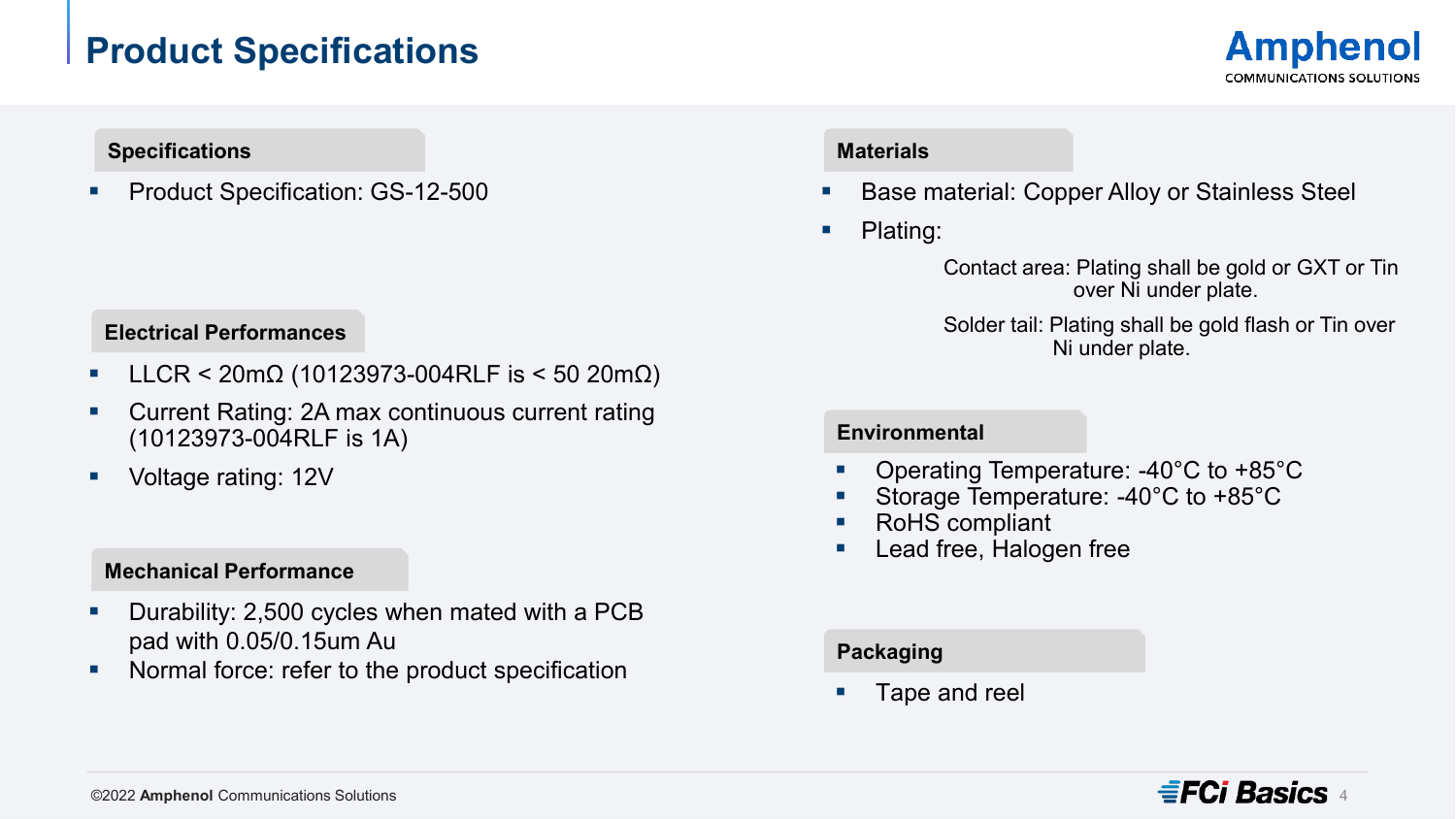# Product Specifications

## Specifications

- Product Specification: GS-12-500

## Electrical Performances

- LLCR < 20mΩ (10123973-004RLF is < 50 20mΩ)
- Current Rating: 2A max continuous current rating (10123973-004RLF is 1A)
- Voltage rating: 12V

## Mechanical Performance

- Durability: 2,500 cycles when mated with a PCB pad with 0.05/0.15um Au
- Normal force: refer to the product specification

## Materials

- Base material: Copper Alloy or Stainless Steel
- Plating:

  Contact area: Plating shall be gold or GXT or Tin over Ni under plate.

  Solder tail: Plating shall be gold flash or Tin over Ni under plate.

## Environmental

- Operating Temperature: -40°C to +85°C
- Storage Temperature: -40°C to +85°C
- RoHS compliant
- Lead free, Halogen free

## Packaging

- Tape and reel

©2022 **Amphenol** Communications Solutions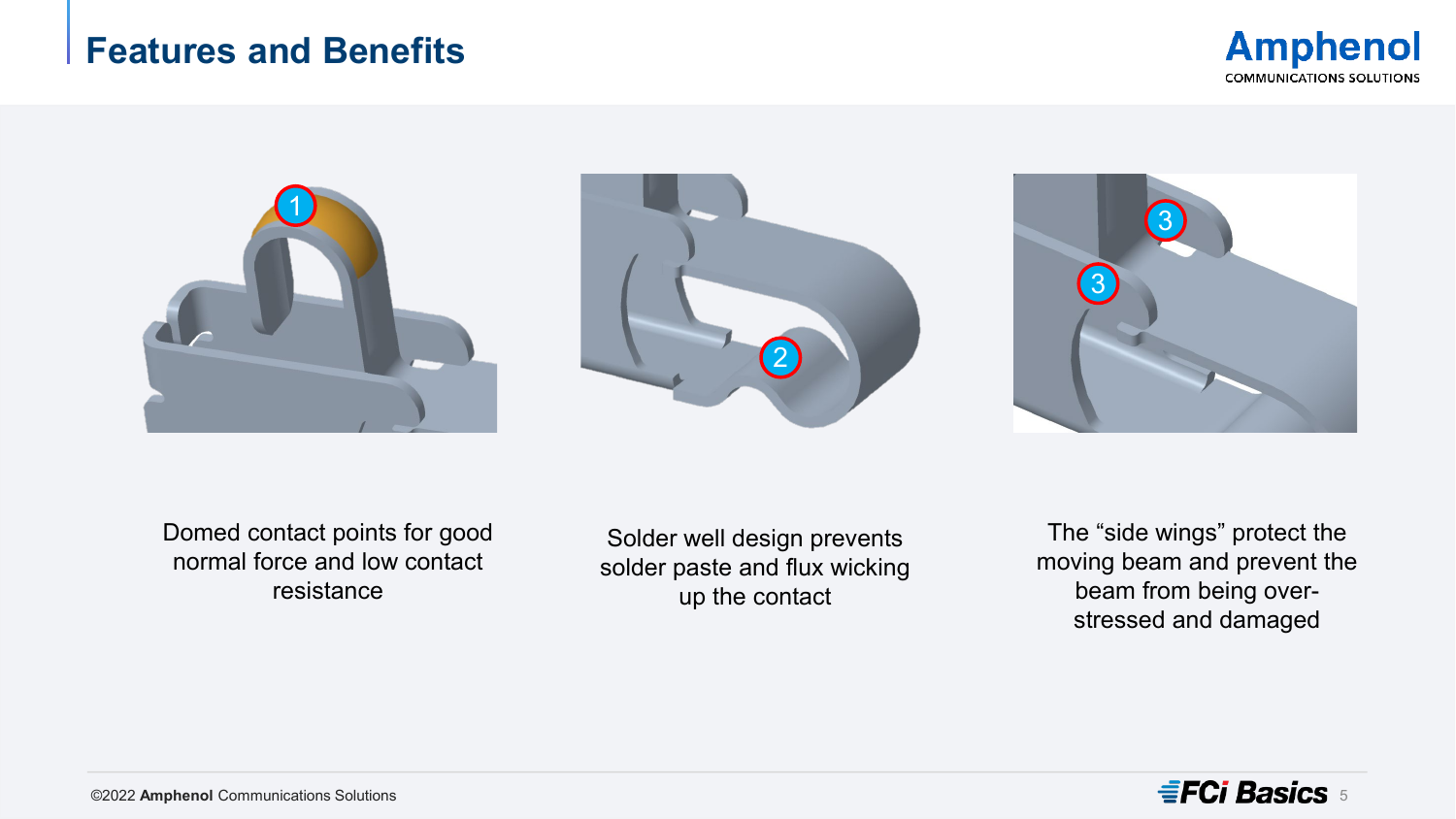# Features and Benefits

Domed contact points for good normal force and low contact resistance

Solder well design prevents solder paste and flux wicking up the contact

The "side wings" protect the moving beam and prevent the beam from being over-stressed and damaged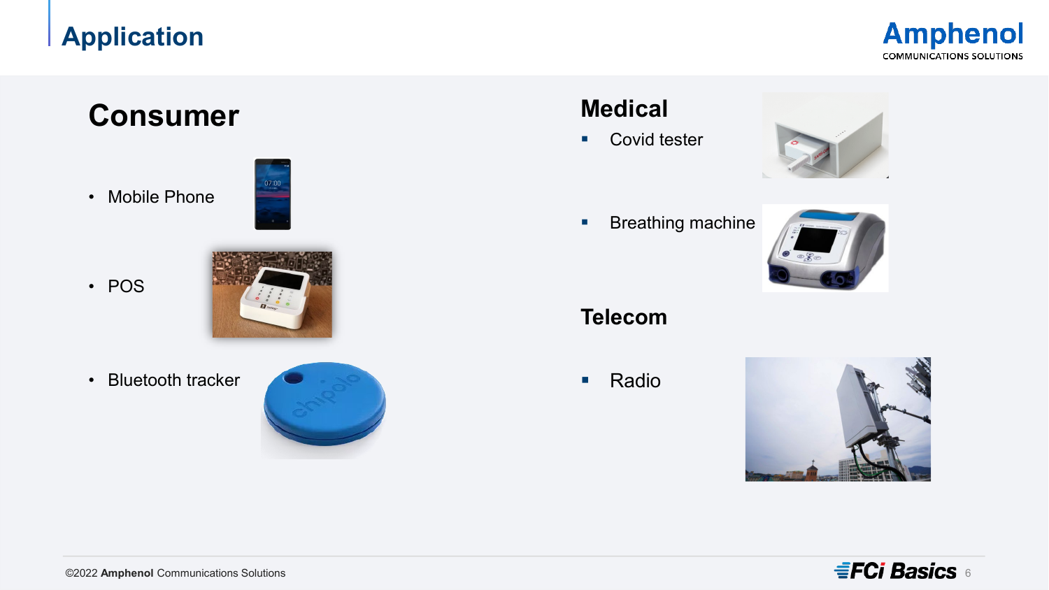# Application

## Consumer

- Mobile Phone
- POS
- Bluetooth tracker

## Medical

- Covid tester
- Breathing machine

## Telecom

- Radio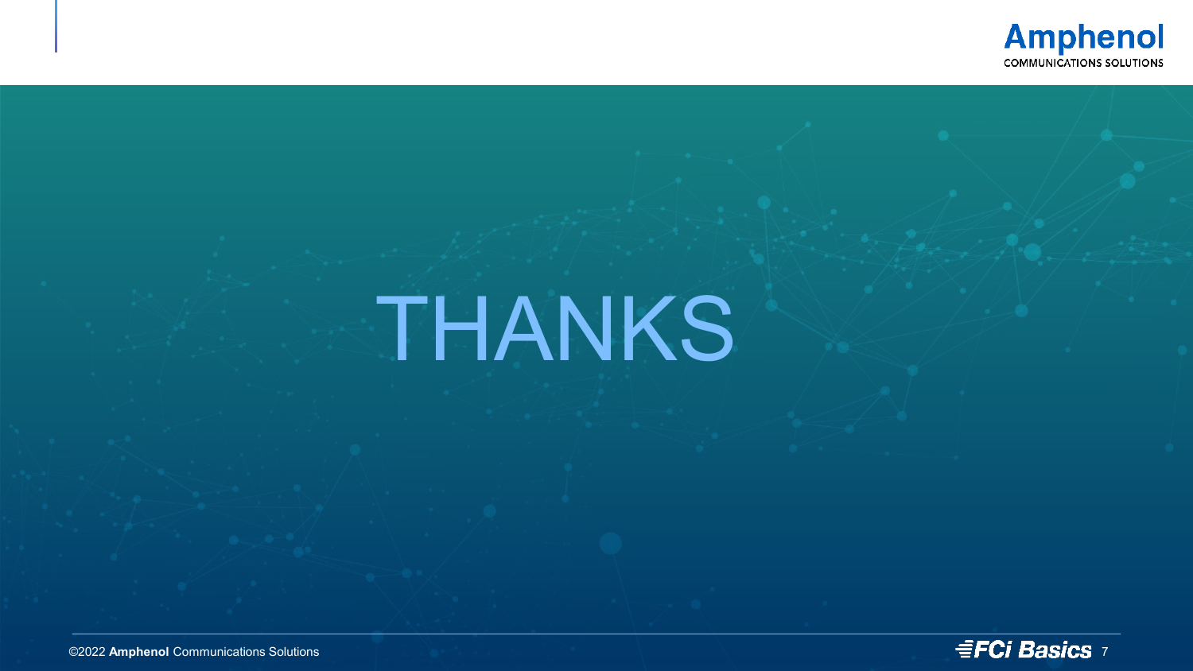# THANKS